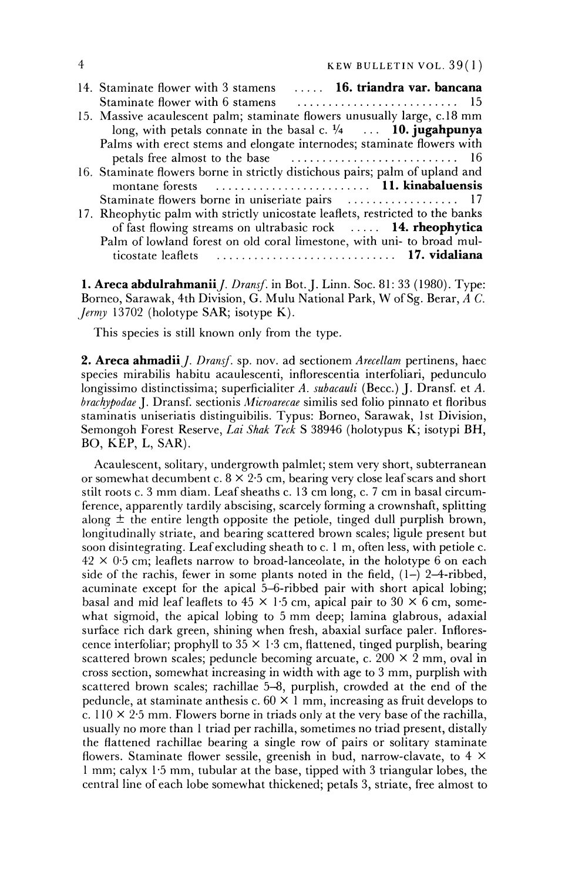14. Staminate flower with 3 stamens ..... **16. triandra var. bancana**
    Staminate flower with 6 stamens .......................... 15
15. Massive acaulescent palm; staminate flowers unusually large, c.18 mm long, with petals connate in the basal c. ¼ ... **10. jugahpunya**
    Palms with erect stems and elongate internodes; staminate flowers with petals free almost to the base .......................... 16
16. Staminate flowers borne in strictly distichous pairs; palm of upland and montane forests .......................... **11. kinabaluensis**
    Staminate flowers borne in uniseriate pairs .................. 17
17. Rheophytic palm with strictly unicostate leaflets, restricted to the banks of fast flowing streams on ultrabasic rock ..... **14. rheophytica**
    Palm of lowland forest on old coral limestone, with uni- to broad multicostate leaflets .............................. **17. vidaliana**

**1. Areca abdulrahmanii** *J. Dransf.* in Bot. J. Linn. Soc. 81: 33 (1980). Type: Borneo, Sarawak, 4th Division, G. Mulu National Park, W of Sg. Berar, *A C. Jermy* 13702 (holotype SAR; isotype K).

This species is still known only from the type.

**2. Areca ahmadii** *J. Dransf.* sp. nov. ad sectionem *Arecellam* pertinens, haec species mirabilis habitu acaulescenti, inflorescentia interfoliari, pedunculo longissimo distinctissima; superficialiter *A. subacauli* (Becc.) J. Dransf. et *A. brachypodae* J. Dransf. sectionis *Microarecae* similis sed folio pinnato et floribus staminatis uniseriatis distinguibilis. Typus: Borneo, Sarawak, 1st Division, Semongoh Forest Reserve, *Lai Shak Teck* S 38946 (holotypus K; isotypi BH, BO, KEP, L, SAR).

Acaulescent, solitary, undergrowth palmlet; stem very short, subterranean or somewhat decumbent c. 8 × 2·5 cm, bearing very close leaf scars and short stilt roots c. 3 mm diam. Leaf sheaths c. 13 cm long, c. 7 cm in basal circumference, apparently tardily abscising, scarcely forming a crownshaft, splitting along ± the entire length opposite the petiole, tinged dull purplish brown, longitudinally striate, and bearing scattered brown scales; ligule present but soon disintegrating. Leaf excluding sheath to c. 1 m, often less, with petiole c. 42 × 0·5 cm; leaflets narrow to broad-lanceolate, in the holotype 6 on each side of the rachis, fewer in some plants noted in the field, (1–) 2–4-ribbed, acuminate except for the apical 5–6-ribbed pair with short apical lobing; basal and mid leaf leaflets to 45 × 1·5 cm, apical pair to 30 × 6 cm, somewhat sigmoid, the apical lobing to 5 mm deep; lamina glabrous, adaxial surface rich dark green, shining when fresh, abaxial surface paler. Inflorescence interfoliar; prophyll to 35 × 1·3 cm, flattened, tinged purplish, bearing scattered brown scales; peduncle becoming arcuate, c. 200 × 2 mm, oval in cross section, somewhat increasing in width with age to 3 mm, purplish with scattered brown scales; rachillae 5–8, purplish, crowded at the end of the peduncle, at staminate anthesis c. 60 × 1 mm, increasing as fruit develops to c. 110 × 2·5 mm. Flowers borne in triads only at the very base of the rachilla, usually no more than 1 triad per rachilla, sometimes no triad present, distally the flattened rachillae bearing a single row of pairs or solitary staminate flowers. Staminate flower sessile, greenish in bud, narrow-clavate, to 4 × 1 mm; calyx 1·5 mm, tubular at the base, tipped with 3 triangular lobes, the central line of each lobe somewhat thickened; petals 3, striate, free almost to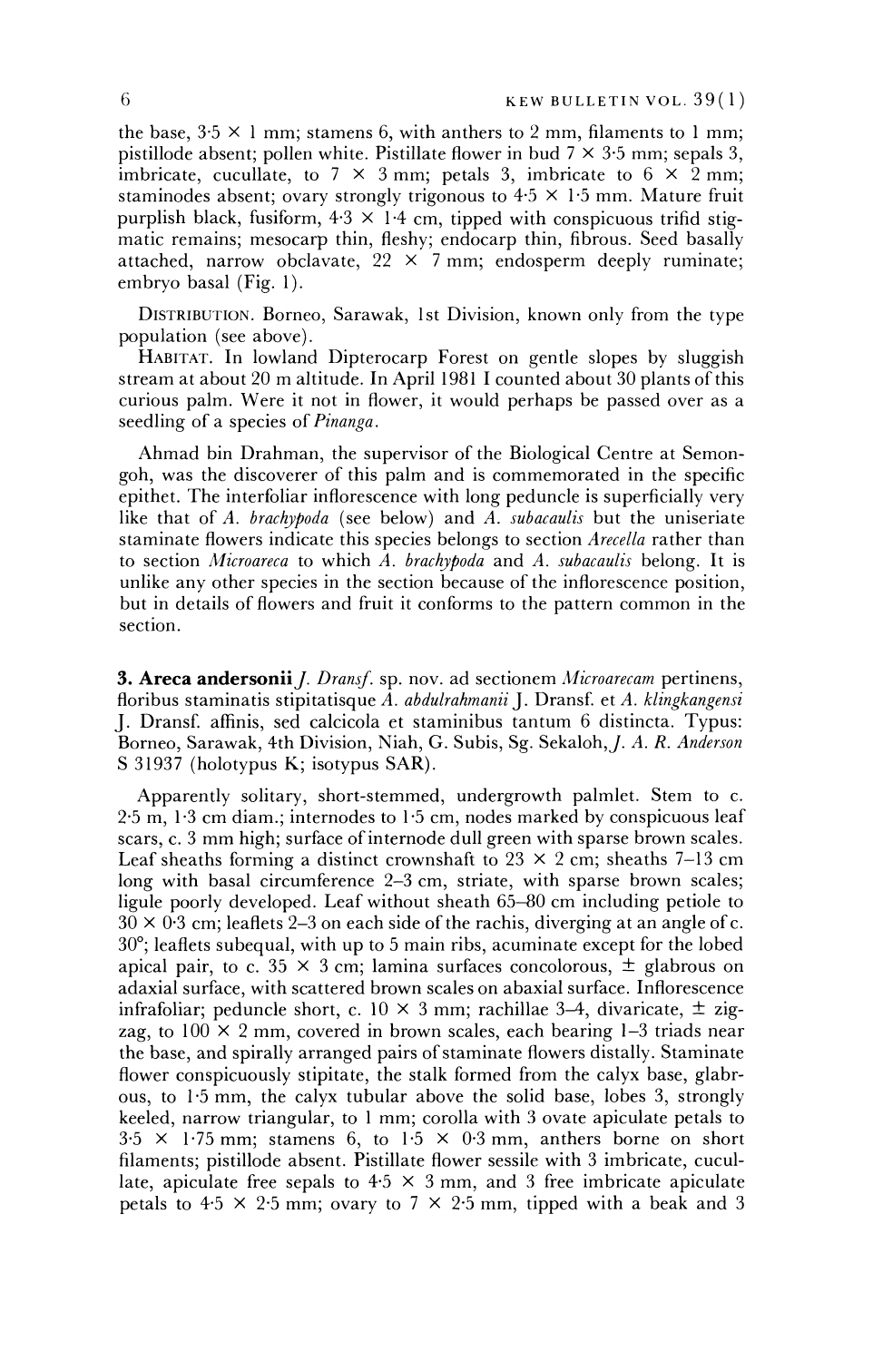the base, 3·5 × 1 mm; stamens 6, with anthers to 2 mm, filaments to 1 mm; pistillode absent; pollen white. Pistillate flower in bud 7 × 3·5 mm; sepals 3, imbricate, cucullate, to 7 × 3 mm; petals 3, imbricate to 6 × 2 mm; staminodes absent; ovary strongly trigonous to 4·5 × 1·5 mm. Mature fruit purplish black, fusiform, 4·3 × 1·4 cm, tipped with conspicuous trifid stigmatic remains; mesocarp thin, fleshy; endocarp thin, fibrous. Seed basally attached, narrow obclavate, 22 × 7 mm; endosperm deeply ruminate; embryo basal (Fig. 1).

DISTRIBUTION. Borneo, Sarawak, 1st Division, known only from the type population (see above).

HABITAT. In lowland Dipterocarp Forest on gentle slopes by sluggish stream at about 20 m altitude. In April 1981 I counted about 30 plants of this curious palm. Were it not in flower, it would perhaps be passed over as a seedling of a species of *Pinanga*.

Ahmad bin Drahman, the supervisor of the Biological Centre at Semongoh, was the discoverer of this palm and is commemorated in the specific epithet. The interfoliar inflorescence with long peduncle is superficially very like that of *A. brachypoda* (see below) and *A. subacaulis* but the uniseriate staminate flowers indicate this species belongs to section *Arecella* rather than to section *Microareca* to which *A. brachypoda* and *A. subacaulis* belong. It is unlike any other species in the section because of the inflorescence position, but in details of flowers and fruit it conforms to the pattern common in the section.

**3. Areca andersonii** *J. Dransf.* sp. nov. ad sectionem *Microarecam* pertinens, floribus staminatis stipitatisque *A. abdulrahmanii* J. Dransf. et *A. klingkangensi* J. Dransf. affinis, sed calcicola et staminibus tantum 6 distincta. Typus: Borneo, Sarawak, 4th Division, Niah, G. Subis, Sg. Sekaloh, *J. A. R. Anderson* S 31937 (holotypus K; isotypus SAR).

Apparently solitary, short-stemmed, undergrowth palmlet. Stem to c. 2·5 m, 1·3 cm diam.; internodes to 1·5 cm, nodes marked by conspicuous leaf scars, c. 3 mm high; surface of internode dull green with sparse brown scales. Leaf sheaths forming a distinct crownshaft to 23 × 2 cm; sheaths 7–13 cm long with basal circumference 2–3 cm, striate, with sparse brown scales; ligule poorly developed. Leaf without sheath 65–80 cm including petiole to 30 × 0·3 cm; leaflets 2–3 on each side of the rachis, diverging at an angle of c. 30°; leaflets subequal, with up to 5 main ribs, acuminate except for the lobed apical pair, to c. 35 × 3 cm; lamina surfaces concolorous, ± glabrous on adaxial surface, with scattered brown scales on abaxial surface. Inflorescence infrafoliar; peduncle short, c. 10 × 3 mm; rachillae 3–4, divaricate, ± zig-zag, to 100 × 2 mm, covered in brown scales, each bearing 1–3 triads near the base, and spirally arranged pairs of staminate flowers distally. Staminate flower conspicuously stipitate, the stalk formed from the calyx base, glabrous, to 1·5 mm, the calyx tubular above the solid base, lobes 3, strongly keeled, narrow triangular, to 1 mm; corolla with 3 ovate apiculate petals to 3·5 × 1·75 mm; stamens 6, to 1·5 × 0·3 mm, anthers borne on short filaments; pistillode absent. Pistillate flower sessile with 3 imbricate, cucullate, apiculate free sepals to 4·5 × 3 mm, and 3 free imbricate apiculate petals to 4·5 × 2·5 mm; ovary to 7 × 2·5 mm, tipped with a beak and 3